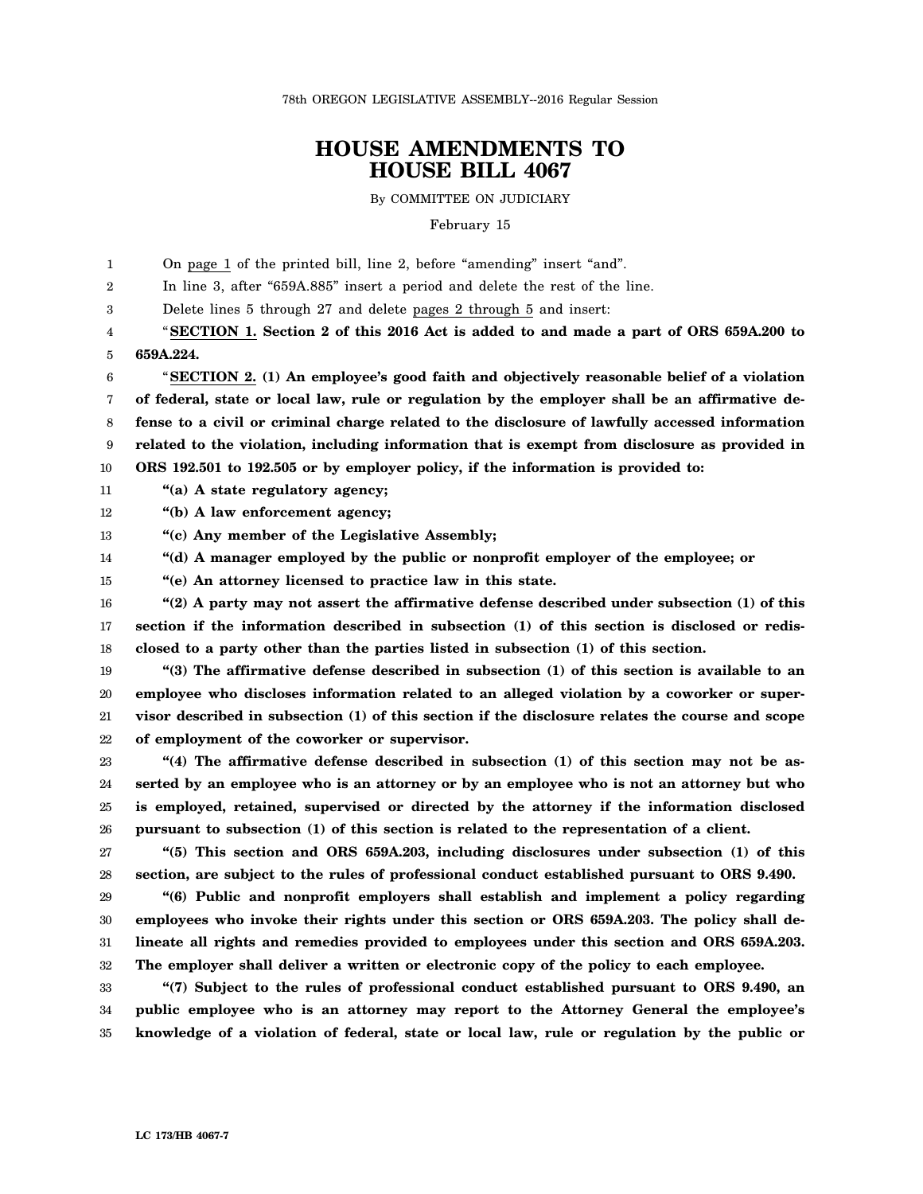78th OREGON LEGISLATIVE ASSEMBLY--2016 Regular Session

# HOUSE AMENDMENTS TO HOUSE BILL 4067

By COMMITTEE ON JUDICIARY

February 15

On page 1 of the printed bill, line 2, before "amending" insert "and".

In line 3, after "659A.885" insert a period and delete the rest of the line.

Delete lines 5 through 27 and delete pages 2 through 5 and insert:

"**SECTION 1. Section 2 of this 2016 Act is added to and made a part of ORS 659A.200 to 659A.224.**

"**SECTION 2. (1) An employee's good faith and objectively reasonable belief of a violation of federal, state or local law, rule or regulation by the employer shall be an affirmative defense to a civil or criminal charge related to the disclosure of lawfully accessed information related to the violation, including information that is exempt from disclosure as provided in ORS 192.501 to 192.505 or by employer policy, if the information is provided to:**

**"(a) A state regulatory agency;**

**"(b) A law enforcement agency;**

**"(c) Any member of the Legislative Assembly;**

**"(d) A manager employed by the public or nonprofit employer of the employee; or**

**"(e) An attorney licensed to practice law in this state.**

**"(2) A party may not assert the affirmative defense described under subsection (1) of this section if the information described in subsection (1) of this section is disclosed or redisclosed to a party other than the parties listed in subsection (1) of this section.**

**"(3) The affirmative defense described in subsection (1) of this section is available to an employee who discloses information related to an alleged violation by a coworker or supervisor described in subsection (1) of this section if the disclosure relates the course and scope of employment of the coworker or supervisor.**

**"(4) The affirmative defense described in subsection (1) of this section may not be asserted by an employee who is an attorney or by an employee who is not an attorney but who is employed, retained, supervised or directed by the attorney if the information disclosed pursuant to subsection (1) of this section is related to the representation of a client.**

**"(5) This section and ORS 659A.203, including disclosures under subsection (1) of this section, are subject to the rules of professional conduct established pursuant to ORS 9.490.**

**"(6) Public and nonprofit employers shall establish and implement a policy regarding employees who invoke their rights under this section or ORS 659A.203. The policy shall delineate all rights and remedies provided to employees under this section and ORS 659A.203. The employer shall deliver a written or electronic copy of the policy to each employee.**

**"(7) Subject to the rules of professional conduct established pursuant to ORS 9.490, an public employee who is an attorney may report to the Attorney General the employee's knowledge of a violation of federal, state or local law, rule or regulation by the public or**

LC 173/HB 4067-7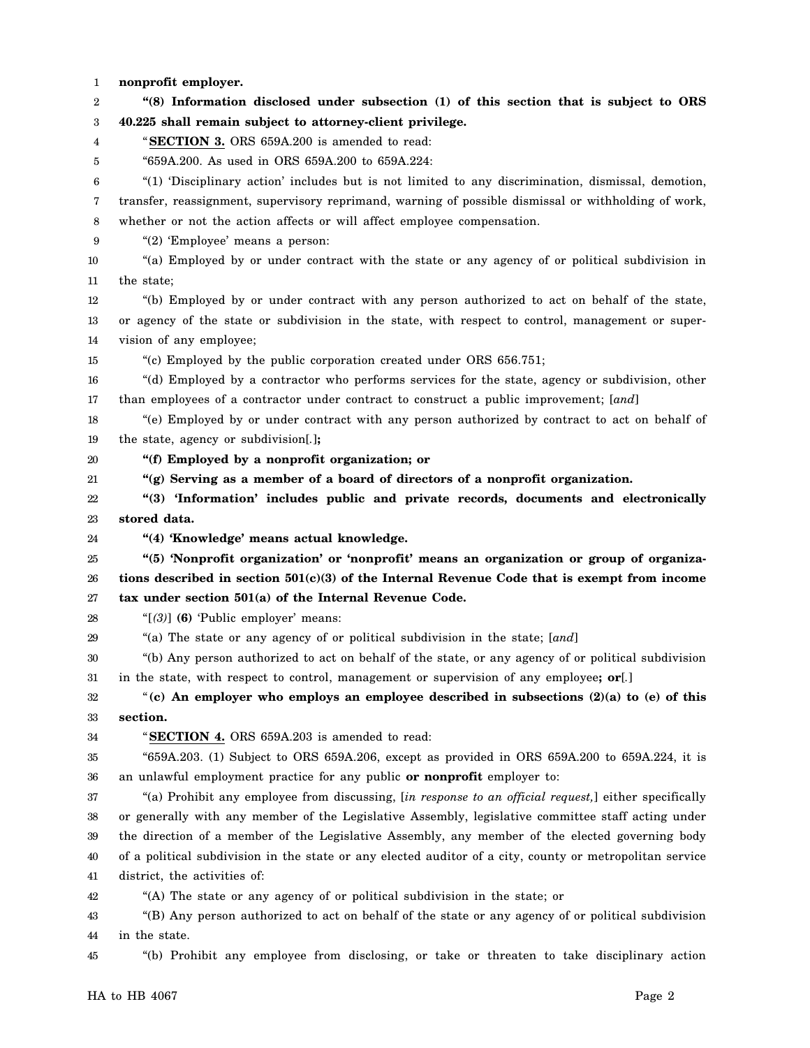**nonprofit employer.**

**"(8) Information disclosed under subsection (1) of this section that is subject to ORS 40.225 shall remain subject to attorney-client privilege.**

"**SECTION 3.** ORS 659A.200 is amended to read:

"659A.200. As used in ORS 659A.200 to 659A.224:

"(1) 'Disciplinary action' includes but is not limited to any discrimination, dismissal, demotion, transfer, reassignment, supervisory reprimand, warning of possible dismissal or withholding of work, whether or not the action affects or will affect employee compensation.

"(2) 'Employee' means a person:

"(a) Employed by or under contract with the state or any agency of or political subdivision in the state;

"(b) Employed by or under contract with any person authorized to act on behalf of the state, or agency of the state or subdivision in the state, with respect to control, management or supervision of any employee;

"(c) Employed by the public corporation created under ORS 656.751;

"(d) Employed by a contractor who performs services for the state, agency or subdivision, other than employees of a contractor under contract to construct a public improvement; [*and*]

"(e) Employed by or under contract with any person authorized by contract to act on behalf of the state, agency or subdivision[*.*]**;**

**"(f) Employed by a nonprofit organization; or**

**"(g) Serving as a member of a board of directors of a nonprofit organization.**

**"(3) 'Information' includes public and private records, documents and electronically stored data.**

**"(4) 'Knowledge' means actual knowledge.**

**"(5) 'Nonprofit organization' or 'nonprofit' means an organization or group of organizations described in section 501(c)(3) of the Internal Revenue Code that is exempt from income tax under section 501(a) of the Internal Revenue Code.**

"[*(3)*] **(6)** 'Public employer' means:

"(a) The state or any agency of or political subdivision in the state; [*and*]

"(b) Any person authorized to act on behalf of the state, or any agency of or political subdivision in the state, with respect to control, management or supervision of any employee**; or**[*.*]

"**(c) An employer who employs an employee described in subsections (2)(a) to (e) of this section.**

"**SECTION 4.** ORS 659A.203 is amended to read:

"659A.203. (1) Subject to ORS 659A.206, except as provided in ORS 659A.200 to 659A.224, it is an unlawful employment practice for any public **or nonprofit** employer to:

"(a) Prohibit any employee from discussing, [*in response to an official request,*] either specifically or generally with any member of the Legislative Assembly, legislative committee staff acting under the direction of a member of the Legislative Assembly, any member of the elected governing body of a political subdivision in the state or any elected auditor of a city, county or metropolitan service district, the activities of:

"(A) The state or any agency of or political subdivision in the state; or

"(B) Any person authorized to act on behalf of the state or any agency of or political subdivision in the state.

"(b) Prohibit any employee from disclosing, or take or threaten to take disciplinary action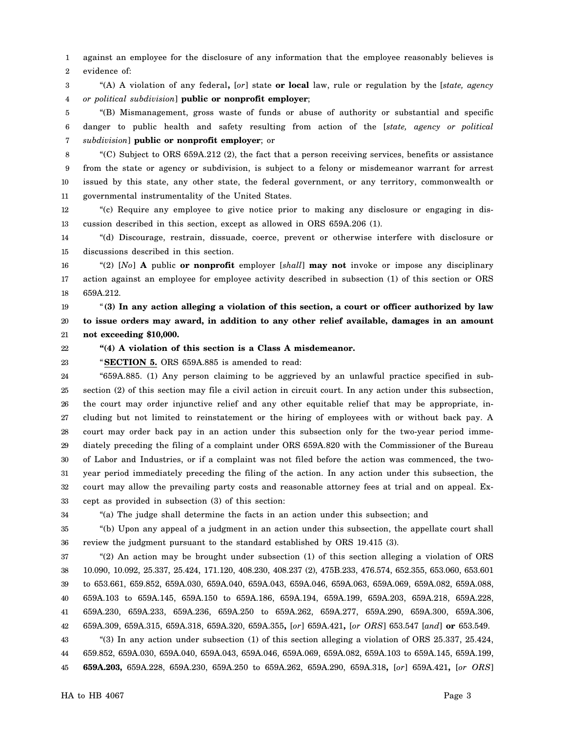against an employee for the disclosure of any information that the employee reasonably believes is evidence of:

"(A) A violation of any federal**,** [*or*] state **or local** law, rule or regulation by the [*state, agency or political subdivision*] **public or nonprofit employer**;

"(B) Mismanagement, gross waste of funds or abuse of authority or substantial and specific danger to public health and safety resulting from action of the [*state, agency or political subdivision*] **public or nonprofit employer**; or

"(C) Subject to ORS 659A.212 (2), the fact that a person receiving services, benefits or assistance from the state or agency or subdivision, is subject to a felony or misdemeanor warrant for arrest issued by this state, any other state, the federal government, or any territory, commonwealth or governmental instrumentality of the United States.

"(c) Require any employee to give notice prior to making any disclosure or engaging in discussion described in this section, except as allowed in ORS 659A.206 (1).

"(d) Discourage, restrain, dissuade, coerce, prevent or otherwise interfere with disclosure or discussions described in this section.

"(2) [*No*] **A** public **or nonprofit** employer [*shall*] **may not** invoke or impose any disciplinary action against an employee for employee activity described in subsection (1) of this section or ORS 659A.212.

"**(3) In any action alleging a violation of this section, a court or officer authorized by law to issue orders may award, in addition to any other relief available, damages in an amount not exceeding $10,000.**

**"(4) A violation of this section is a Class A misdemeanor.**

"**SECTION 5.** ORS 659A.885 is amended to read:

"659A.885. (1) Any person claiming to be aggrieved by an unlawful practice specified in subsection (2) of this section may file a civil action in circuit court. In any action under this subsection, the court may order injunctive relief and any other equitable relief that may be appropriate, including but not limited to reinstatement or the hiring of employees with or without back pay. A court may order back pay in an action under this subsection only for the two-year period immediately preceding the filing of a complaint under ORS 659A.820 with the Commissioner of the Bureau of Labor and Industries, or if a complaint was not filed before the action was commenced, the two-year period immediately preceding the filing of the action. In any action under this subsection, the court may allow the prevailing party costs and reasonable attorney fees at trial and on appeal. Except as provided in subsection (3) of this section:

"(a) The judge shall determine the facts in an action under this subsection; and

"(b) Upon any appeal of a judgment in an action under this subsection, the appellate court shall review the judgment pursuant to the standard established by ORS 19.415 (3).

"(2) An action may be brought under subsection (1) of this section alleging a violation of ORS 10.090, 10.092, 25.337, 25.424, 171.120, 408.230, 408.237 (2), 475B.233, 476.574, 652.355, 653.060, 653.601 to 653.661, 659.852, 659A.030, 659A.040, 659A.043, 659A.046, 659A.063, 659A.069, 659A.082, 659A.088, 659A.103 to 659A.145, 659A.150 to 659A.186, 659A.194, 659A.199, 659A.203, 659A.218, 659A.228, 659A.230, 659A.233, 659A.236, 659A.250 to 659A.262, 659A.277, 659A.290, 659A.300, 659A.306, 659A.309, 659A.315, 659A.318, 659A.320, 659A.355**,** [*or*] 659A.421**,** [*or ORS*] 653.547 [*and*] **or** 653.549.

"(3) In any action under subsection (1) of this section alleging a violation of ORS 25.337, 25.424, 659.852, 659A.030, 659A.040, 659A.043, 659A.046, 659A.069, 659A.082, 659A.103 to 659A.145, 659A.199, **659A.203,** 659A.228, 659A.230, 659A.250 to 659A.262, 659A.290, 659A.318**,** [*or*] 659A.421**,** [*or ORS*]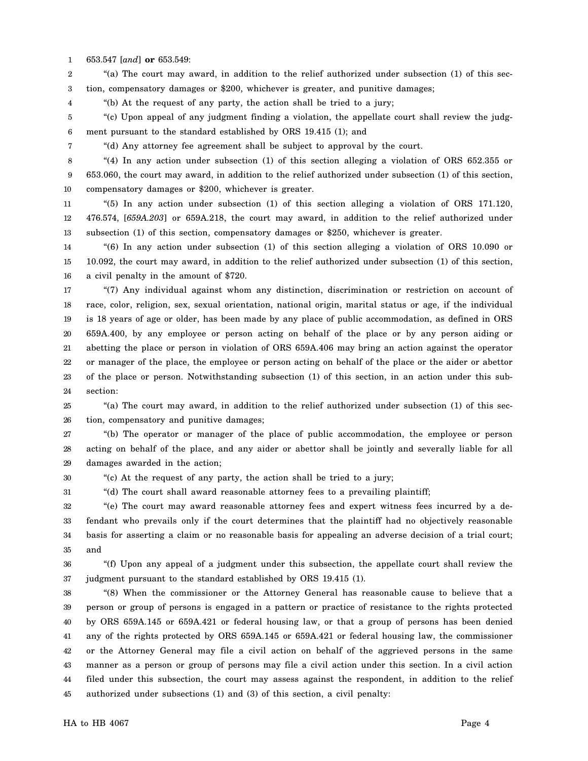653.547 [*and*] **or** 653.549:

"(a) The court may award, in addition to the relief authorized under subsection (1) of this section, compensatory damages or $200, whichever is greater, and punitive damages;

"(b) At the request of any party, the action shall be tried to a jury;

"(c) Upon appeal of any judgment finding a violation, the appellate court shall review the judgment pursuant to the standard established by ORS 19.415 (1); and

"(d) Any attorney fee agreement shall be subject to approval by the court.

"(4) In any action under subsection (1) of this section alleging a violation of ORS 652.355 or 653.060, the court may award, in addition to the relief authorized under subsection (1) of this section, compensatory damages or $200, whichever is greater.

"(5) In any action under subsection (1) of this section alleging a violation of ORS 171.120, 476.574, [*659A.203*] or 659A.218, the court may award, in addition to the relief authorized under subsection (1) of this section, compensatory damages or $250, whichever is greater.

"(6) In any action under subsection (1) of this section alleging a violation of ORS 10.090 or 10.092, the court may award, in addition to the relief authorized under subsection (1) of this section, a civil penalty in the amount of $720.

"(7) Any individual against whom any distinction, discrimination or restriction on account of race, color, religion, sex, sexual orientation, national origin, marital status or age, if the individual is 18 years of age or older, has been made by any place of public accommodation, as defined in ORS 659A.400, by any employee or person acting on behalf of the place or by any person aiding or abetting the place or person in violation of ORS 659A.406 may bring an action against the operator or manager of the place, the employee or person acting on behalf of the place or the aider or abettor of the place or person. Notwithstanding subsection (1) of this section, in an action under this subsection:

"(a) The court may award, in addition to the relief authorized under subsection (1) of this section, compensatory and punitive damages;

"(b) The operator or manager of the place of public accommodation, the employee or person acting on behalf of the place, and any aider or abettor shall be jointly and severally liable for all damages awarded in the action;

"(c) At the request of any party, the action shall be tried to a jury;

"(d) The court shall award reasonable attorney fees to a prevailing plaintiff;

"(e) The court may award reasonable attorney fees and expert witness fees incurred by a defendant who prevails only if the court determines that the plaintiff had no objectively reasonable basis for asserting a claim or no reasonable basis for appealing an adverse decision of a trial court; and

"(f) Upon any appeal of a judgment under this subsection, the appellate court shall review the judgment pursuant to the standard established by ORS 19.415 (1).

"(8) When the commissioner or the Attorney General has reasonable cause to believe that a person or group of persons is engaged in a pattern or practice of resistance to the rights protected by ORS 659A.145 or 659A.421 or federal housing law, or that a group of persons has been denied any of the rights protected by ORS 659A.145 or 659A.421 or federal housing law, the commissioner or the Attorney General may file a civil action on behalf of the aggrieved persons in the same manner as a person or group of persons may file a civil action under this section. In a civil action filed under this subsection, the court may assess against the respondent, in addition to the relief authorized under subsections (1) and (3) of this section, a civil penalty: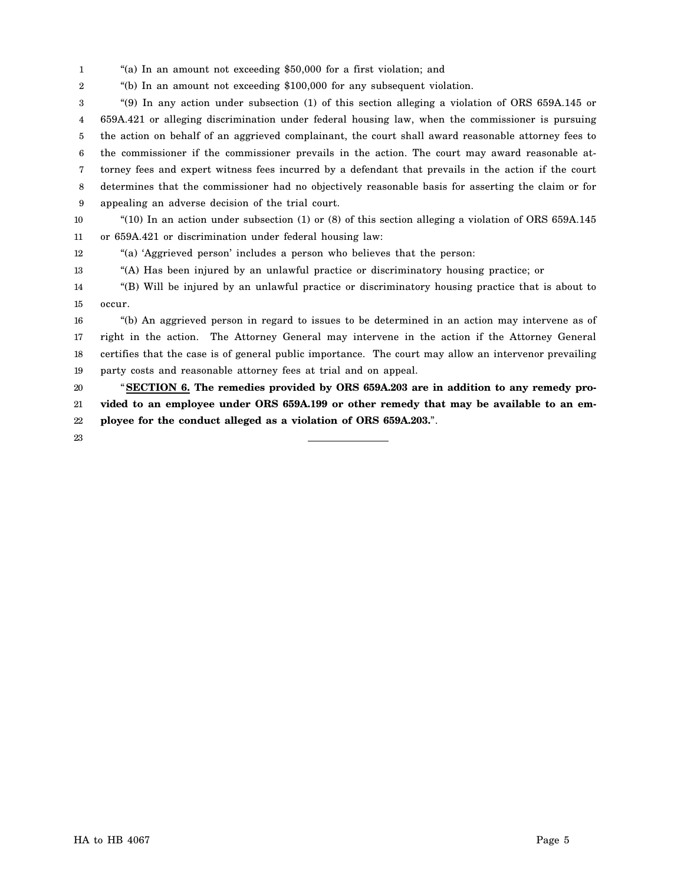"(a) In an amount not exceeding $50,000 for a first violation; and

"(b) In an amount not exceeding $100,000 for any subsequent violation.

"(9) In any action under subsection (1) of this section alleging a violation of ORS 659A.145 or 659A.421 or alleging discrimination under federal housing law, when the commissioner is pursuing the action on behalf of an aggrieved complainant, the court shall award reasonable attorney fees to the commissioner if the commissioner prevails in the action. The court may award reasonable attorney fees and expert witness fees incurred by a defendant that prevails in the action if the court determines that the commissioner had no objectively reasonable basis for asserting the claim or for appealing an adverse decision of the trial court.

"(10) In an action under subsection (1) or (8) of this section alleging a violation of ORS 659A.145 or 659A.421 or discrimination under federal housing law:

"(a) 'Aggrieved person' includes a person who believes that the person:

"(A) Has been injured by an unlawful practice or discriminatory housing practice; or

"(B) Will be injured by an unlawful practice or discriminatory housing practice that is about to occur.

"(b) An aggrieved person in regard to issues to be determined in an action may intervene as of right in the action. The Attorney General may intervene in the action if the Attorney General certifies that the case is of general public importance. The court may allow an intervenor prevailing party costs and reasonable attorney fees at trial and on appeal.

"**SECTION 6. The remedies provided by ORS 659A.203 are in addition to any remedy provided to an employee under ORS 659A.199 or other remedy that may be available to an employee for the conduct alleged as a violation of ORS 659A.203.**".